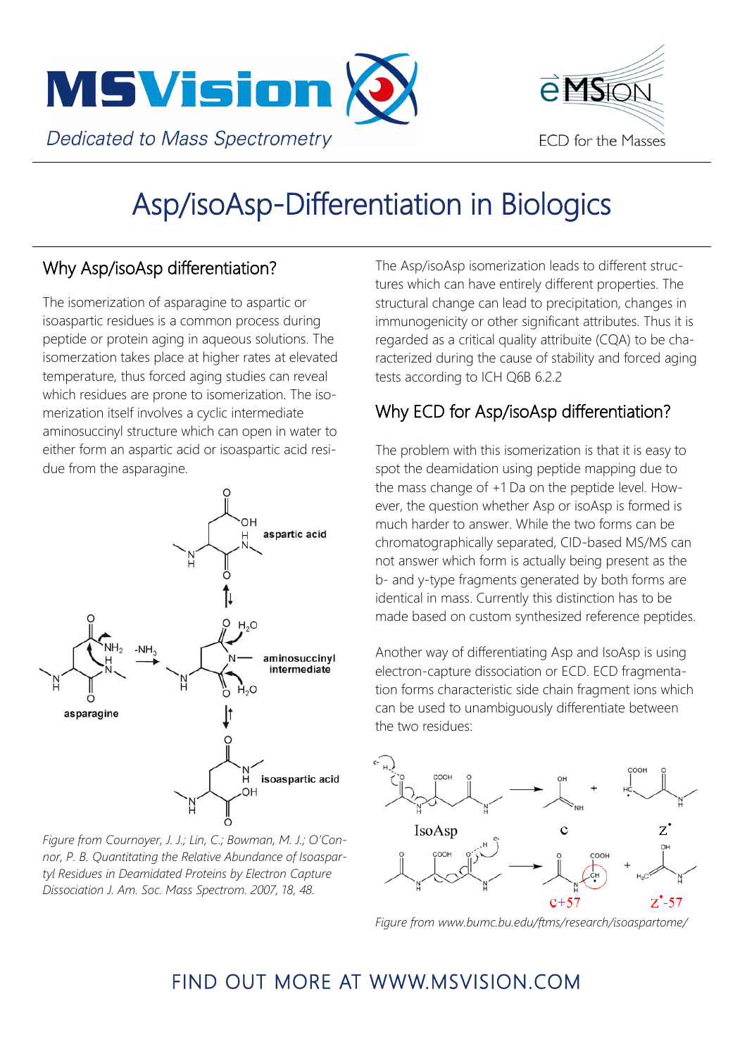MSVision

*Dedicated to Mass Spectrometry*

eMSion

ECD for the Masses

# Asp/isoAsp-Differentiation in Biologics

## Why Asp/isoAsp differentiation?

The isomerization of asparagine to aspartic or isoaspartic residues is a common process during peptide or protein aging in aqueous solutions. The isomerzation takes place at higher rates at elevated temperature, thus forced aging studies can reveal which residues are prone to isomerization. The isomerization itself involves a cyclic intermediate aminosuccinyl structure which can open in water to either form an aspartic acid or isoaspartic acid residue from the asparagine.

*Figure from Cournoyer, J. J.; Lin, C.; Bowman, M. J.; O'Connor, P. B. Quantitating the Relative Abundance of Isoaspartyl Residues in Deamidated Proteins by Electron Capture Dissociation J. Am. Soc. Mass Spectrom. 2007, 18, 48.*

The Asp/isoAsp isomerization leads to different structures which can have entirely different properties. The structural change can lead to precipitation, changes in immunogenicity or other significant attributes. Thus it is regarded as a critical quality attribute (CQA) to be characterized during the cause of stability and forced aging tests according to ICH Q6B 6.2.2

## Why ECD for Asp/isoAsp differentiation?

The problem with this isomerization is that it is easy to spot the deamidation using peptide mapping due to the mass change of +1 Da on the peptide level. However, the question whether Asp or isoAsp is formed is much harder to answer. While the two forms can be chromatographically separated, CID-based MS/MS can not answer which form is actually being present as the b- and y-type fragments generated by both forms are identical in mass. Currently this distinction has to be made based on custom synthesized reference peptides.

Another way of differentiating Asp and IsoAsp is using electron-capture dissociation or ECD. ECD fragmentation forms characteristic side chain fragment ions which can be used to unambiguously differentiate between the two residues:

*Figure from www.bumc.bu.edu/ftms/research/isoaspartome/*

FIND OUT MORE AT WWW.MSVISION.COM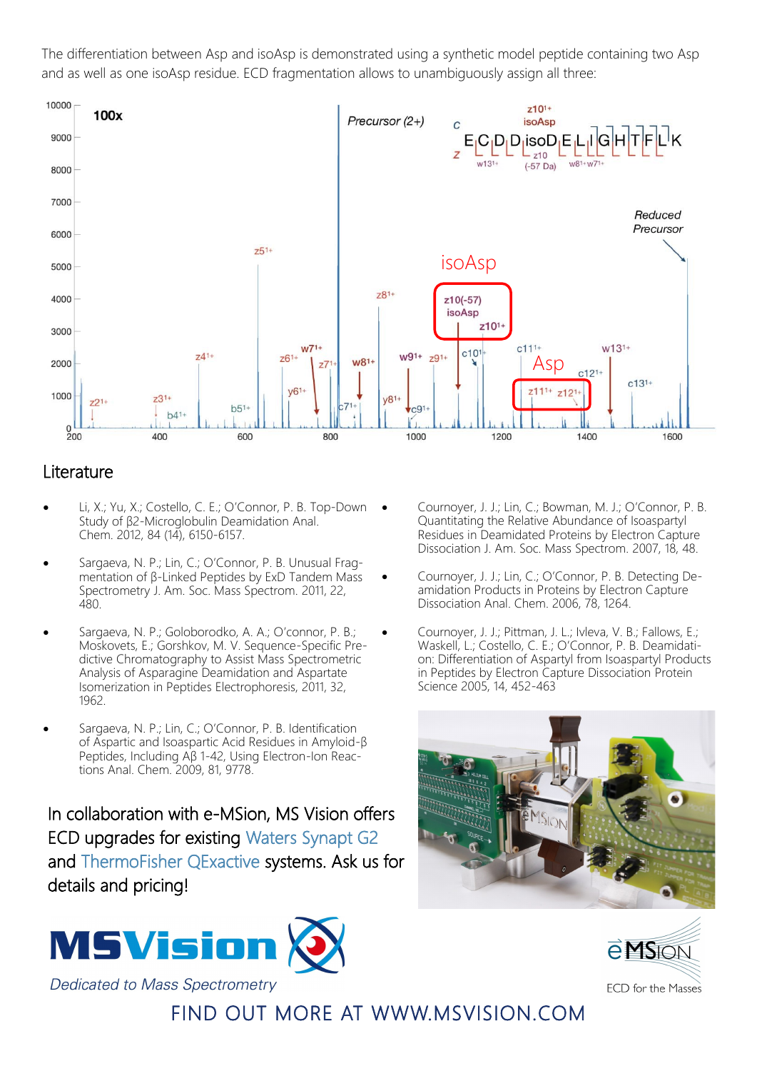The differentiation between Asp and isoAsp is demonstrated using a synthetic model peptide containing two Asp and as well as one isoAsp residue. ECD fragmentation allows to unambiguously assign all three:

100x

Precursor (2+)

E C D D isoD E L I G H T F L K

c

z

z10[1+] isoAsp

w13[1+]

z10 (-57 Da)

w8[1+] w7[1+]

Reduced Precursor

isoAsp

z10(-57) isoAsp

z10[1+]

Asp

z11[1+] z12[1+]

z2[1+], z3[1+], b4[1+], z4[1+], b5[1+], z5[1+], z6[1+], y6[1+], w7[1+], z7[1+], c7[1+], w8[1+], z8[1+], y8[1+], w9[1+], z9[1+], c9[1+], c10[1+], c11[1+], c12[1+], w13[1+], c13[1+]

0, 1000, 2000, 3000, 4000, 5000, 6000, 7000, 8000, 9000, 10000

200, 400, 600, 800, 1000, 1200, 1400, 1600

## Literature

- Li, X.; Yu, X.; Costello, C. E.; O'Connor, P. B. Top-Down Study of β2-Microglobulin Deamidation Anal. Chem. 2012, 84 (14), 6150-6157.
- Sargaeva, N. P.; Lin, C.; O'Connor, P. B. Unusual Fragmentation of β-Linked Peptides by ExD Tandem Mass Spectrometry J. Am. Soc. Mass Spectrom. 2011, 22, 480.
- Sargaeva, N. P.; Goloborodko, A. A.; O'connor, P. B.; Moskovets, E.; Gorshkov, M. V. Sequence-Specific Predictive Chromatography to Assist Mass Spectrometric Analysis of Asparagine Deamidation and Aspartate Isomerization in Peptides Electrophoresis, 2011, 32, 1962.
- Sargaeva, N. P.; Lin, C.; O'Connor, P. B. Identification of Aspartic and Isoaspartic Acid Residues in Amyloid-β Peptides, Including Aβ 1-42, Using Electron-Ion Reactions Anal. Chem. 2009, 81, 9778.
- Cournoyer, J. J.; Lin, C.; Bowman, M. J.; O'Connor, P. B. Quantitating the Relative Abundance of Isoaspartyl Residues in Deamidated Proteins by Electron Capture Dissociation J. Am. Soc. Mass Spectrom. 2007, 18, 48.
- Cournoyer, J. J.; Lin, C.; O'Connor, P. B. Detecting Deamidation Products in Proteins by Electron Capture Dissociation Anal. Chem. 2006, 78, 1264.
- Cournoyer, J. J.; Pittman, J. L.; Ivleva, V. B.; Fallows, E.; Waskell, L.; Costello, C. E.; O'Connor, P. B. Deamidation: Differentiation of Aspartyl from Isoaspartyl Products in Peptides by Electron Capture Dissociation Protein Science 2005, 14, 452-463

In collaboration with e-MSion, MS Vision offers ECD upgrades for existing Waters Synapt G2 and ThermoFisher QExactive systems. Ask us for details and pricing!

MSVision
*Dedicated to Mass Spectrometry*

e-MSion
ECD for the Masses

FIND OUT MORE AT WWW.MSVISION.COM